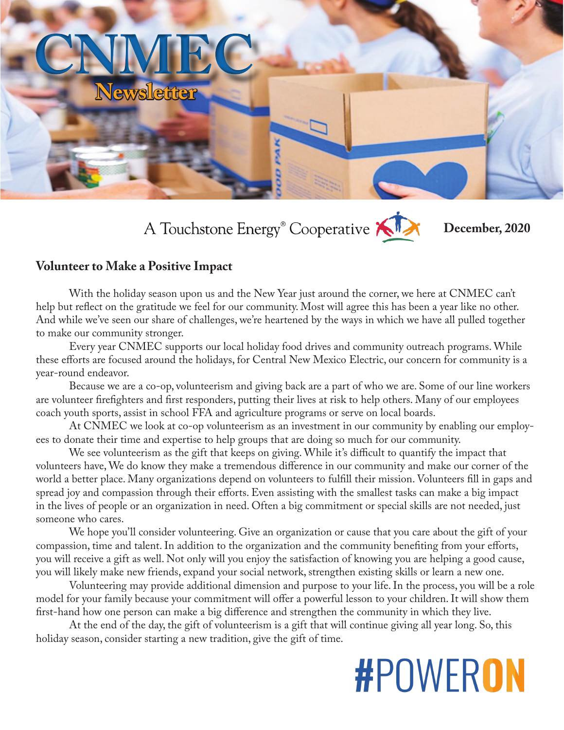# CNMEC Newsletter

A Touchstone Energy® Cooperative

**December, 2020**

## Volunteer to Make a Positive Impact

With the holiday season upon us and the New Year just around the corner, we here at CNMEC can't help but reflect on the gratitude we feel for our community. Most will agree this has been a year like no other. And while we've seen our share of challenges, we're heartened by the ways in which we have all pulled together to make our community stronger.

Every year CNMEC supports our local holiday food drives and community outreach programs. While these efforts are focused around the holidays, for Central New Mexico Electric, our concern for community is a year-round endeavor.

Because we are a co-op, volunteerism and giving back are a part of who we are. Some of our line workers are volunteer firefighters and first responders, putting their lives at risk to help others. Many of our employees coach youth sports, assist in school FFA and agriculture programs or serve on local boards.

At CNMEC we look at co-op volunteerism as an investment in our community by enabling our employees to donate their time and expertise to help groups that are doing so much for our community.

We see volunteerism as the gift that keeps on giving. While it's difficult to quantify the impact that volunteers have, We do know they make a tremendous difference in our community and make our corner of the world a better place. Many organizations depend on volunteers to fulfill their mission. Volunteers fill in gaps and spread joy and compassion through their efforts. Even assisting with the smallest tasks can make a big impact in the lives of people or an organization in need. Often a big commitment or special skills are not needed, just someone who cares.

We hope you'll consider volunteering. Give an organization or cause that you care about the gift of your compassion, time and talent. In addition to the organization and the community benefiting from your efforts, you will receive a gift as well. Not only will you enjoy the satisfaction of knowing you are helping a good cause, you will likely make new friends, expand your social network, strengthen existing skills or learn a new one.

Volunteering may provide additional dimension and purpose to your life. In the process, you will be a role model for your family because your commitment will offer a powerful lesson to your children. It will show them first-hand how one person can make a big difference and strengthen the community in which they live.

At the end of the day, the gift of volunteerism is a gift that will continue giving all year long. So, this holiday season, consider starting a new tradition, give the gift of time.

#POWERON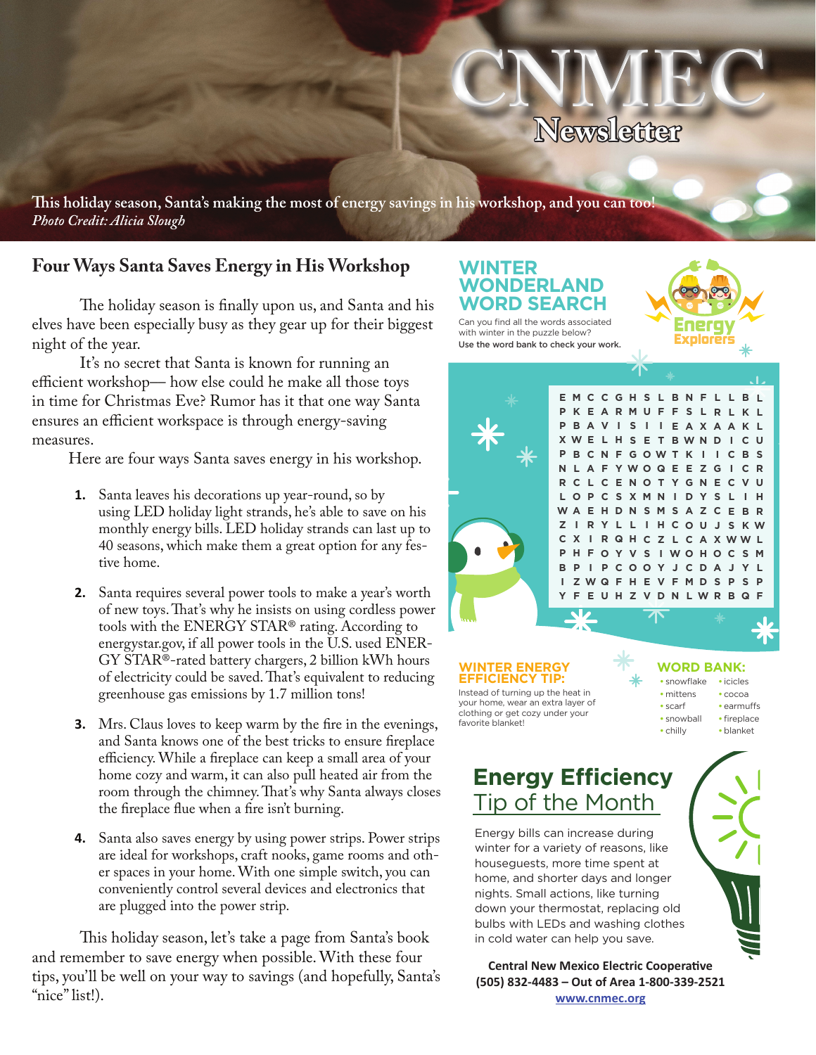# CNMEC Newsletter

**This holiday season, Santa's making the most of energy savings in his workshop, and you can too!**
*Photo Credit: Alicia Slough*

## Four Ways Santa Saves Energy in His Workshop

The holiday season is finally upon us, and Santa and his elves have been especially busy as they gear up for their biggest night of the year.

It's no secret that Santa is known for running an efficient workshop— how else could he make all those toys in time for Christmas Eve? Rumor has it that one way Santa ensures an efficient workspace is through energy-saving measures.

Here are four ways Santa saves energy in his workshop.

1. Santa leaves his decorations up year-round, so by using LED holiday light strands, he's able to save on his monthly energy bills. LED holiday strands can last up to 40 seasons, which make them a great option for any festive home.

2. Santa requires several power tools to make a year's worth of new toys. That's why he insists on using cordless power tools with the ENERGY STAR® rating. According to energystar.gov, if all power tools in the U.S. used ENERGY STAR®-rated battery chargers, 2 billion kWh hours of electricity could be saved. That's equivalent to reducing greenhouse gas emissions by 1.7 million tons!

3. Mrs. Claus loves to keep warm by the fire in the evenings, and Santa knows one of the best tricks to ensure fireplace efficiency. While a fireplace can keep a small area of your home cozy and warm, it can also pull heated air from the room through the chimney. That's why Santa always closes the fireplace flue when a fire isn't burning.

4. Santa also saves energy by using power strips. Power strips are ideal for workshops, craft nooks, game rooms and other spaces in your home. With one simple switch, you can conveniently control several devices and electronics that are plugged into the power strip.

This holiday season, let's take a page from Santa's book and remember to save energy when possible. With these four tips, you'll be well on your way to savings (and hopefully, Santa's "nice" list!).

## WINTER WONDERLAND WORD SEARCH

Can you find all the words associated with winter in the puzzle below?
**Use the word bank to check your work.**

Energy Explorers

```
E M C C G H S L B N F L L B L
P K E A R M U F F S L R L K L
P B A V I S I I E A X A A K L
X W E L H S E T B W N D I C U
P B C N F G O W T K I I C B S
N L A F Y W O Q E E Z G I C R
R C L C E N O T Y G N E C V U
L O P C S X M N I D Y S L I H
W A E H D N S M S A Z C E B R
Z I R Y L L I H C O U J S K W
C X I R Q H C Z L C A X W W L
P H F O Y V S I W O H O C S M
B P I P C O O Y J C D A J Y L
I Z W Q F H E V F M D S P S P
Y F E U H Z V D N L W R B Q F
```

### WINTER ENERGY EFFICIENCY TIP:

Instead of turning up the heat in your home, wear an extra layer of clothing or get cozy under your favorite blanket!

### WORD BANK:

- snowflake
- mittens
- scarf
- snowball
- chilly
- icicles
- cocoa
- earmuffs
- fireplace
- blanket

## Energy Efficiency Tip of the Month

Energy bills can increase during winter for a variety of reasons, like houseguests, more time spent at home, and shorter days and longer nights. Small actions, like turning down your thermostat, replacing old bulbs with LEDs and washing clothes in cold water can help you save.

**Central New Mexico Electric Cooperative**
**(505) 832-4483 – Out of Area 1-800-339-2521**
**www.cnmec.org**